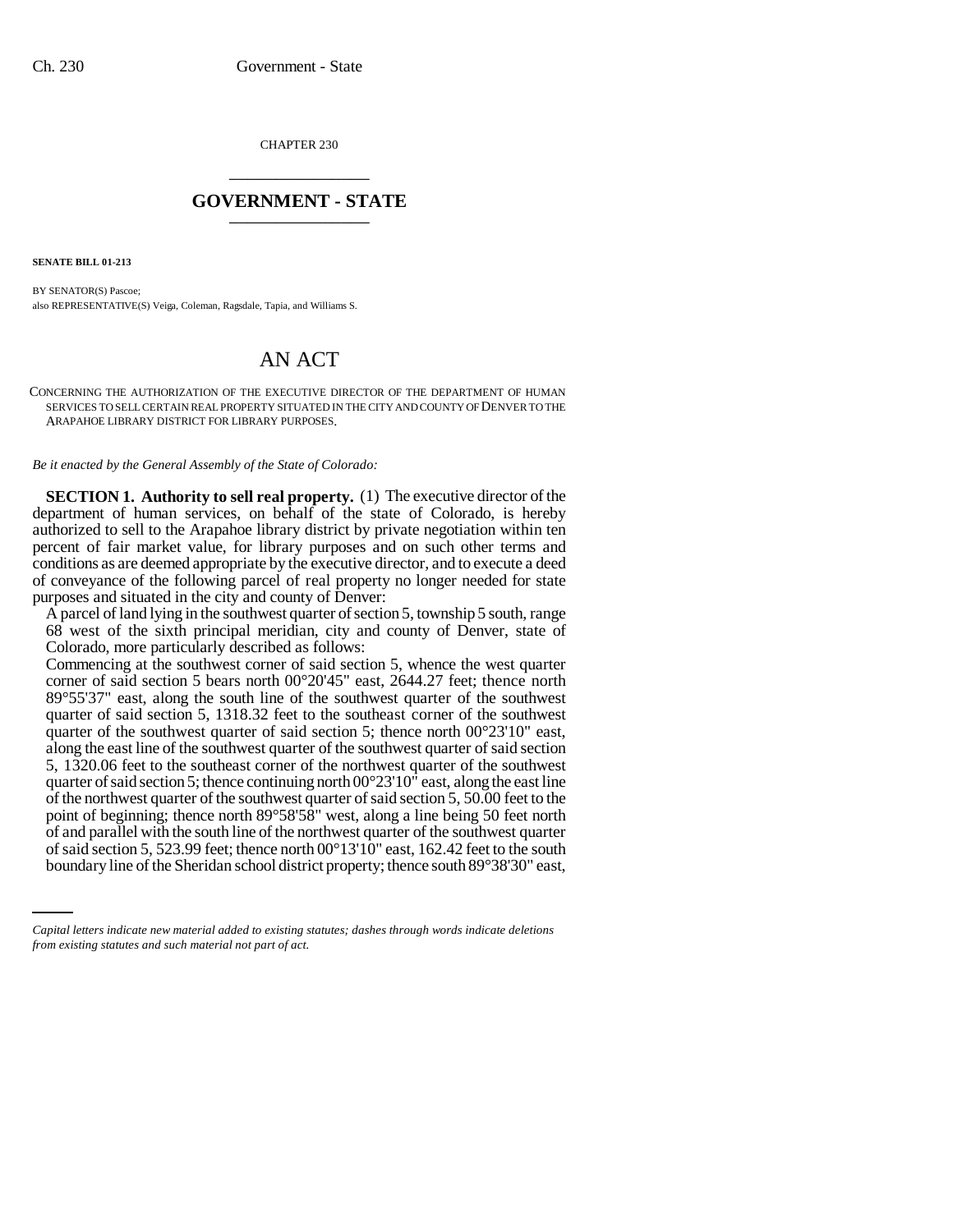CHAPTER 230

# GOVERNMENT - STATE

**SENATE BILL 01-213**

BY SENATOR(S) Pascoe;
also REPRESENTATIVE(S) Veiga, Coleman, Ragsdale, Tapia, and Williams S.

# AN ACT

CONCERNING THE AUTHORIZATION OF THE EXECUTIVE DIRECTOR OF THE DEPARTMENT OF HUMAN SERVICES TO SELL CERTAIN REAL PROPERTY SITUATED IN THE CITY AND COUNTY OF DENVER TO THE ARAPAHOE LIBRARY DISTRICT FOR LIBRARY PURPOSES.

*Be it enacted by the General Assembly of the State of Colorado:*

**SECTION 1. Authority to sell real property.** (1) The executive director of the department of human services, on behalf of the state of Colorado, is hereby authorized to sell to the Arapahoe library district by private negotiation within ten percent of fair market value, for library purposes and on such other terms and conditions as are deemed appropriate by the executive director, and to execute a deed of conveyance of the following parcel of real property no longer needed for state purposes and situated in the city and county of Denver:

A parcel of land lying in the southwest quarter of section 5, township 5 south, range 68 west of the sixth principal meridian, city and county of Denver, state of Colorado, more particularly described as follows:

Commencing at the southwest corner of said section 5, whence the west quarter corner of said section 5 bears north 00°20'45" east, 2644.27 feet; thence north 89°55'37" east, along the south line of the southwest quarter of the southwest quarter of said section 5, 1318.32 feet to the southeast corner of the southwest quarter of the southwest quarter of said section 5; thence north 00°23'10" east, along the east line of the southwest quarter of the southwest quarter of said section 5, 1320.06 feet to the southeast corner of the northwest quarter of the southwest quarter of said section 5; thence continuing north 00°23'10" east, along the east line of the northwest quarter of the southwest quarter of said section 5, 50.00 feet to the point of beginning; thence north 89°58'58" west, along a line being 50 feet north of and parallel with the south line of the northwest quarter of the southwest quarter of said section 5, 523.99 feet; thence north 00°13'10" east, 162.42 feet to the south boundary line of the Sheridan school district property; thence south 89°38'30" east,

*Capital letters indicate new material added to existing statutes; dashes through words indicate deletions from existing statutes and such material not part of act.*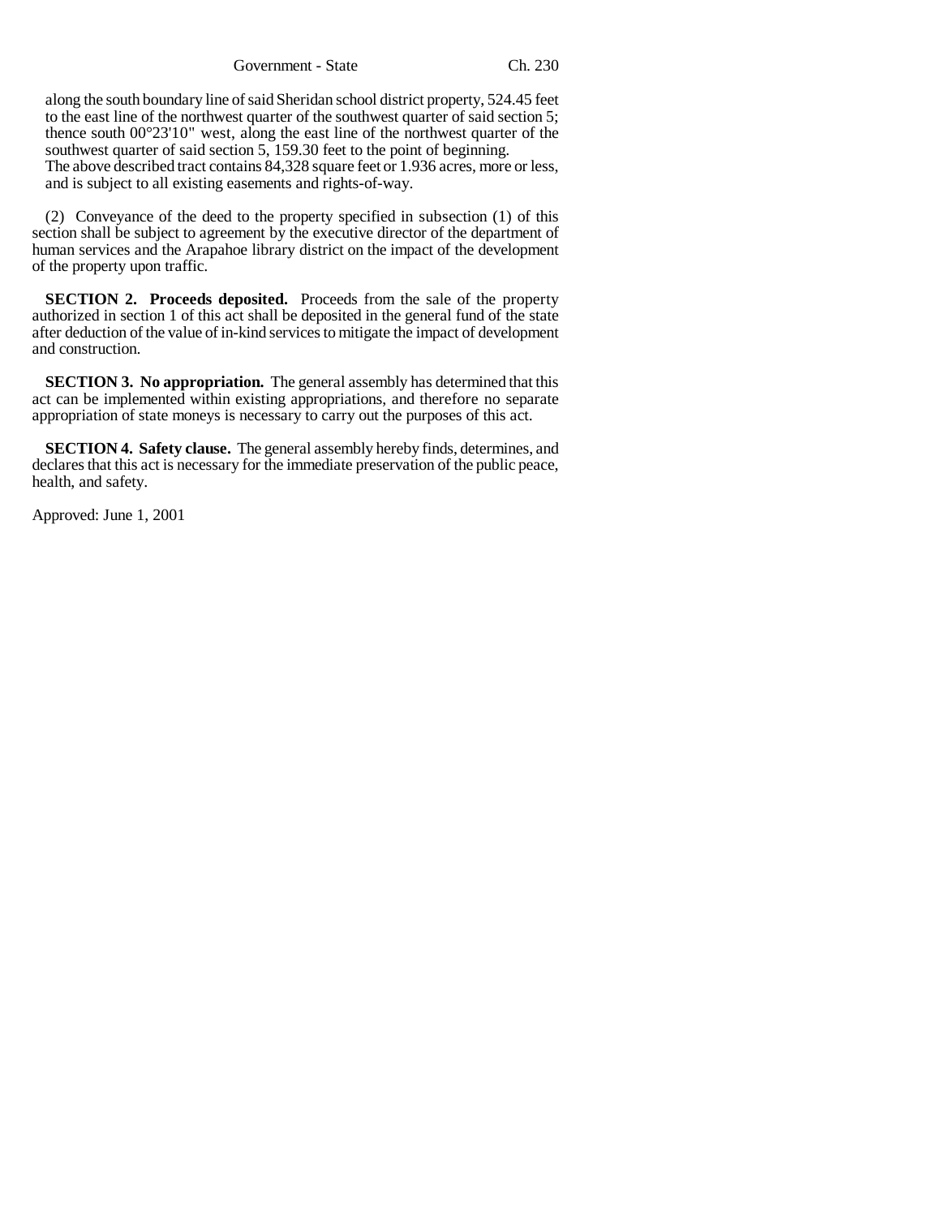along the south boundary line of said Sheridan school district property, 524.45 feet to the east line of the northwest quarter of the southwest quarter of said section 5; thence south 00°23'10" west, along the east line of the northwest quarter of the southwest quarter of said section 5, 159.30 feet to the point of beginning.

The above described tract contains 84,328 square feet or 1.936 acres, more or less, and is subject to all existing easements and rights-of-way.

(2) Conveyance of the deed to the property specified in subsection (1) of this section shall be subject to agreement by the executive director of the department of human services and the Arapahoe library district on the impact of the development of the property upon traffic.

**SECTION 2. Proceeds deposited.** Proceeds from the sale of the property authorized in section 1 of this act shall be deposited in the general fund of the state after deduction of the value of in-kind services to mitigate the impact of development and construction.

**SECTION 3. No appropriation.** The general assembly has determined that this act can be implemented within existing appropriations, and therefore no separate appropriation of state moneys is necessary to carry out the purposes of this act.

**SECTION 4. Safety clause.** The general assembly hereby finds, determines, and declares that this act is necessary for the immediate preservation of the public peace, health, and safety.

Approved: June 1, 2001